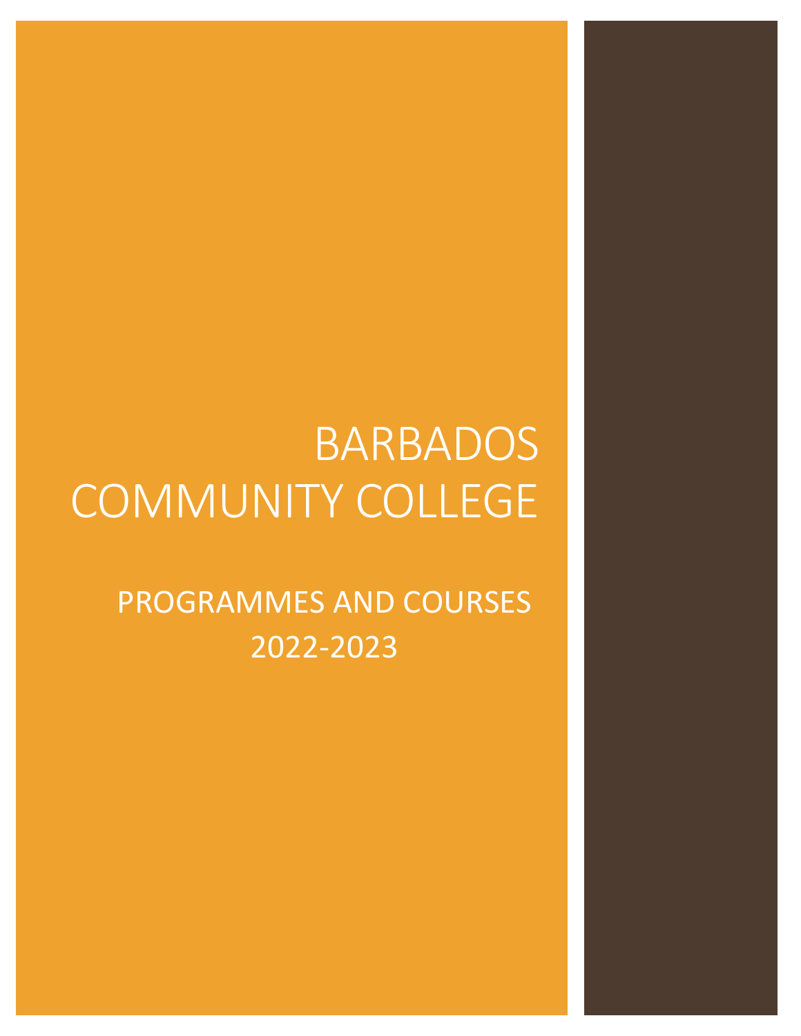# BARBADOS COMMUNITY COLLEGE

## PROGRAMMES AND COURSES 2022-2023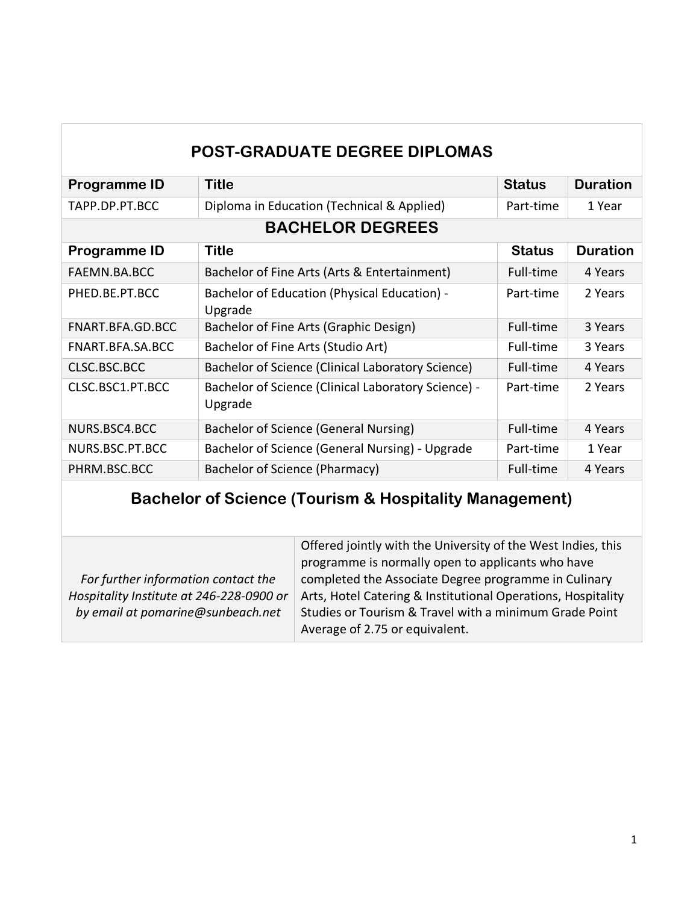## POST-GRADUATE DEGREE DIPLOMAS

| Programme ID | Title | Status | Duration |
|---|---|---|---|
| TAPP.DP.PT.BCC | Diploma in Education (Technical & Applied) | Part-time | 1 Year |

## BACHELOR DEGREES

| Programme ID | Title | Status | Duration |
|---|---|---|---|
| FAEMN.BA.BCC | Bachelor of Fine Arts (Arts & Entertainment) | Full-time | 4 Years |
| PHED.BE.PT.BCC | Bachelor of Education (Physical Education) - Upgrade | Part-time | 2 Years |
| FNART.BFA.GD.BCC | Bachelor of Fine Arts (Graphic Design) | Full-time | 3 Years |
| FNART.BFA.SA.BCC | Bachelor of Fine Arts (Studio Art) | Full-time | 3 Years |
| CLSC.BSC.BCC | Bachelor of Science (Clinical Laboratory Science) | Full-time | 4 Years |
| CLSC.BSC1.PT.BCC | Bachelor of Science (Clinical Laboratory Science) - Upgrade | Part-time | 2 Years |
| NURS.BSC4.BCC | Bachelor of Science (General Nursing) | Full-time | 4 Years |
| NURS.BSC.PT.BCC | Bachelor of Science (General Nursing) - Upgrade | Part-time | 1 Year |
| PHRM.BSC.BCC | Bachelor of Science (Pharmacy) | Full-time | 4 Years |

## Bachelor of Science (Tourism & Hospitality Management)

| | |
|---|---|
| *For further information contact the Hospitality Institute at 246-228-0900 or by email at pomarine@sunbeach.net* | Offered jointly with the University of the West Indies, this programme is normally open to applicants who have completed the Associate Degree programme in Culinary Arts, Hotel Catering & Institutional Operations, Hospitality Studies or Tourism & Travel with a minimum Grade Point Average of 2.75 or equivalent. |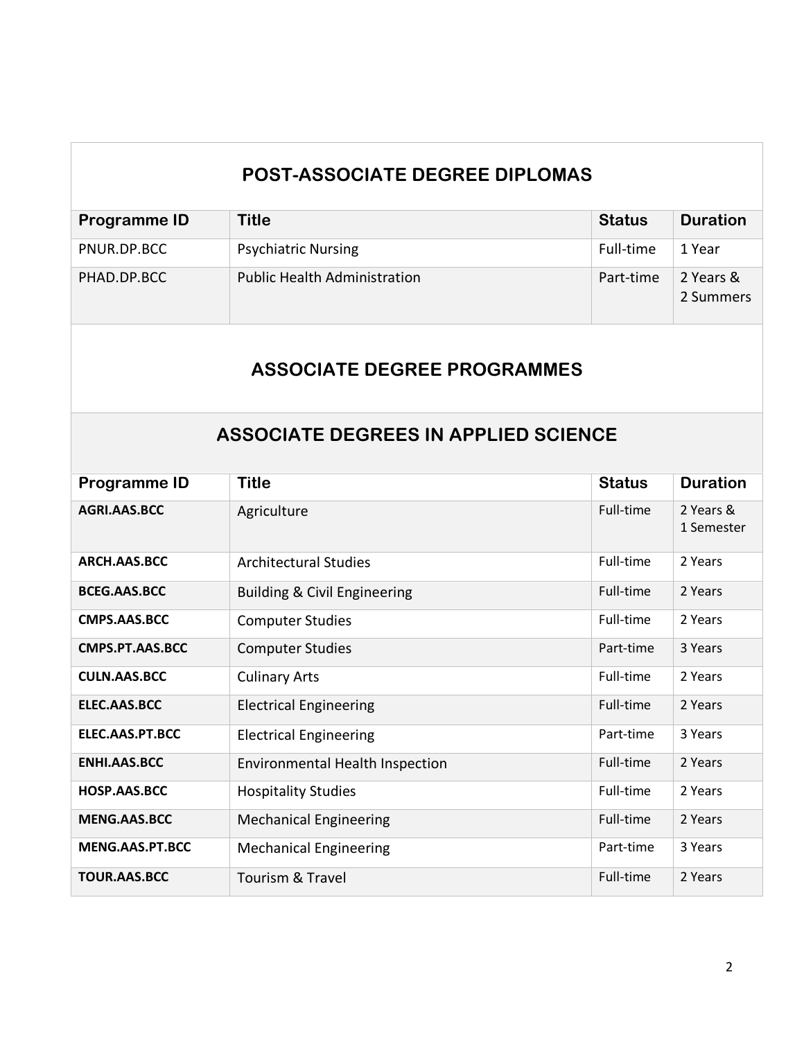## POST-ASSOCIATE DEGREE DIPLOMAS

| Programme ID | Title | Status | Duration |
| --- | --- | --- | --- |
| PNUR.DP.BCC | Psychiatric Nursing | Full-time | 1 Year |
| PHAD.DP.BCC | Public Health Administration | Part-time | 2 Years & 2 Summers |

## ASSOCIATE DEGREE PROGRAMMES

### ASSOCIATE DEGREES IN APPLIED SCIENCE

| Programme ID | Title | Status | Duration |
| --- | --- | --- | --- |
| **AGRI.AAS.BCC** | Agriculture | Full-time | 2 Years & 1 Semester |
| **ARCH.AAS.BCC** | Architectural Studies | Full-time | 2 Years |
| **BCEG.AAS.BCC** | Building & Civil Engineering | Full-time | 2 Years |
| **CMPS.AAS.BCC** | Computer Studies | Full-time | 2 Years |
| **CMPS.PT.AAS.BCC** | Computer Studies | Part-time | 3 Years |
| **CULN.AAS.BCC** | Culinary Arts | Full-time | 2 Years |
| **ELEC.AAS.BCC** | Electrical Engineering | Full-time | 2 Years |
| **ELEC.AAS.PT.BCC** | Electrical Engineering | Part-time | 3 Years |
| **ENHI.AAS.BCC** | Environmental Health Inspection | Full-time | 2 Years |
| **HOSP.AAS.BCC** | Hospitality Studies | Full-time | 2 Years |
| **MENG.AAS.BCC** | Mechanical Engineering | Full-time | 2 Years |
| **MENG.AAS.PT.BCC** | Mechanical Engineering | Part-time | 3 Years |
| **TOUR.AAS.BCC** | Tourism & Travel | Full-time | 2 Years |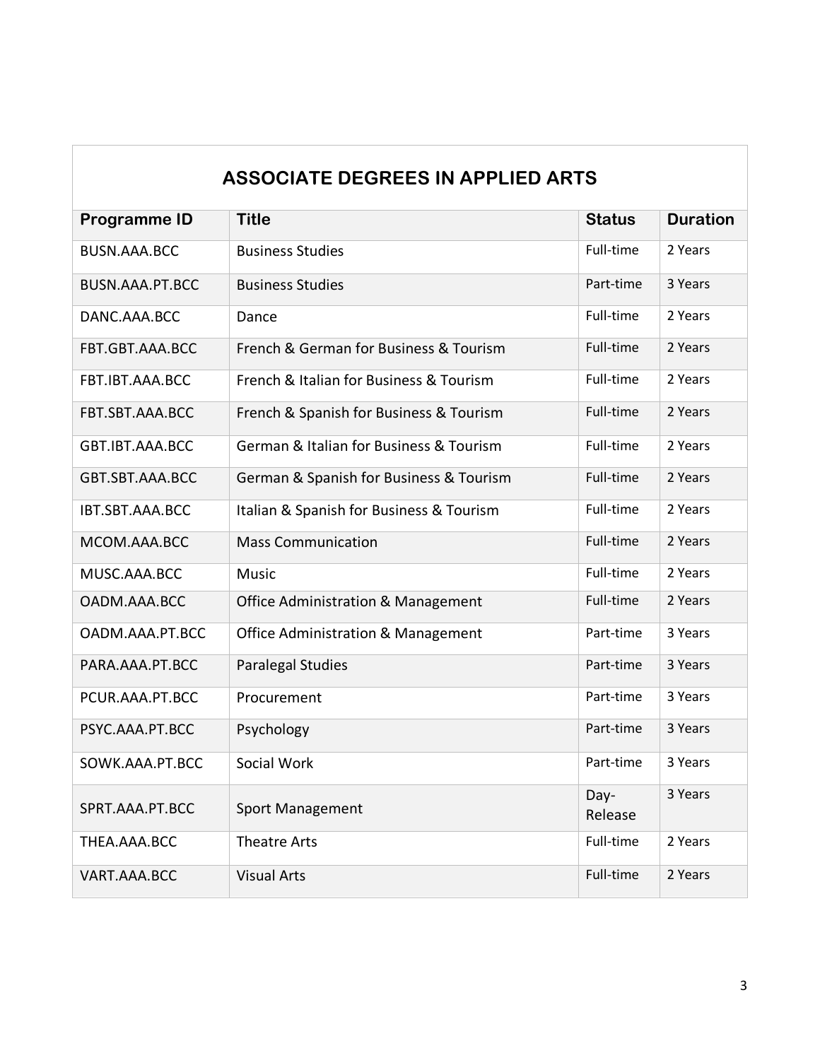## ASSOCIATE DEGREES IN APPLIED ARTS

| Programme ID | Title | Status | Duration |
|---|---|---|---|
| BUSN.AAA.BCC | Business Studies | Full-time | 2 Years |
| BUSN.AAA.PT.BCC | Business Studies | Part-time | 3 Years |
| DANC.AAA.BCC | Dance | Full-time | 2 Years |
| FBT.GBT.AAA.BCC | French & German for Business & Tourism | Full-time | 2 Years |
| FBT.IBT.AAA.BCC | French & Italian for Business & Tourism | Full-time | 2 Years |
| FBT.SBT.AAA.BCC | French & Spanish for Business & Tourism | Full-time | 2 Years |
| GBT.IBT.AAA.BCC | German & Italian for Business & Tourism | Full-time | 2 Years |
| GBT.SBT.AAA.BCC | German & Spanish for Business & Tourism | Full-time | 2 Years |
| IBT.SBT.AAA.BCC | Italian & Spanish for Business & Tourism | Full-time | 2 Years |
| MCOM.AAA.BCC | Mass Communication | Full-time | 2 Years |
| MUSC.AAA.BCC | Music | Full-time | 2 Years |
| OADM.AAA.BCC | Office Administration & Management | Full-time | 2 Years |
| OADM.AAA.PT.BCC | Office Administration & Management | Part-time | 3 Years |
| PARA.AAA.PT.BCC | Paralegal Studies | Part-time | 3 Years |
| PCUR.AAA.PT.BCC | Procurement | Part-time | 3 Years |
| PSYC.AAA.PT.BCC | Psychology | Part-time | 3 Years |
| SOWK.AAA.PT.BCC | Social Work | Part-time | 3 Years |
| SPRT.AAA.PT.BCC | Sport Management | Day-Release | 3 Years |
| THEA.AAA.BCC | Theatre Arts | Full-time | 2 Years |
| VART.AAA.BCC | Visual Arts | Full-time | 2 Years |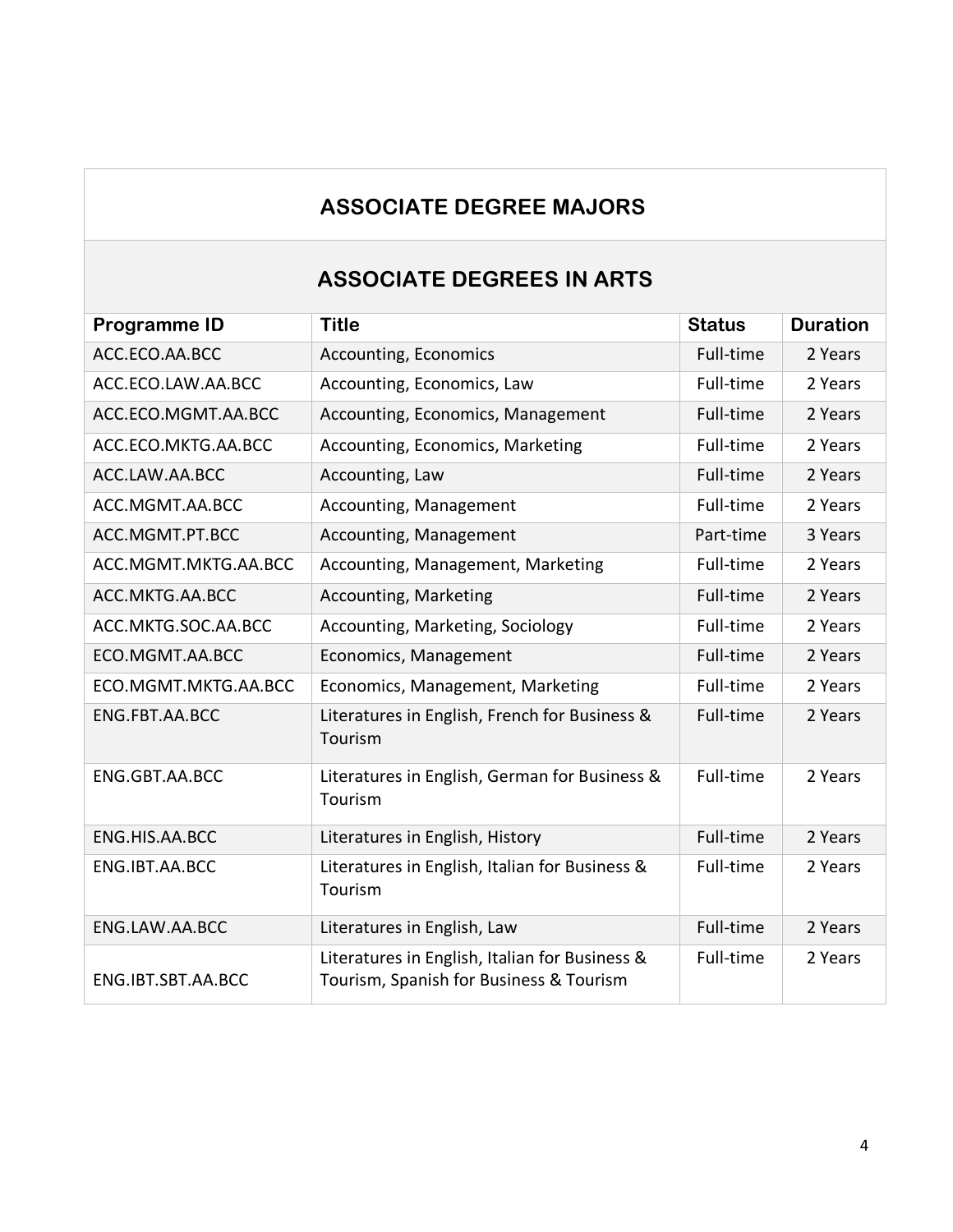## ASSOCIATE DEGREE MAJORS

### ASSOCIATE DEGREES IN ARTS

| Programme ID | Title | Status | Duration |
|---|---|---|---|
| ACC.ECO.AA.BCC | Accounting, Economics | Full-time | 2 Years |
| ACC.ECO.LAW.AA.BCC | Accounting, Economics, Law | Full-time | 2 Years |
| ACC.ECO.MGMT.AA.BCC | Accounting, Economics, Management | Full-time | 2 Years |
| ACC.ECO.MKTG.AA.BCC | Accounting, Economics, Marketing | Full-time | 2 Years |
| ACC.LAW.AA.BCC | Accounting, Law | Full-time | 2 Years |
| ACC.MGMT.AA.BCC | Accounting, Management | Full-time | 2 Years |
| ACC.MGMT.PT.BCC | Accounting, Management | Part-time | 3 Years |
| ACC.MGMT.MKTG.AA.BCC | Accounting, Management, Marketing | Full-time | 2 Years |
| ACC.MKTG.AA.BCC | Accounting, Marketing | Full-time | 2 Years |
| ACC.MKTG.SOC.AA.BCC | Accounting, Marketing, Sociology | Full-time | 2 Years |
| ECO.MGMT.AA.BCC | Economics, Management | Full-time | 2 Years |
| ECO.MGMT.MKTG.AA.BCC | Economics, Management, Marketing | Full-time | 2 Years |
| ENG.FBT.AA.BCC | Literatures in English, French for Business & Tourism | Full-time | 2 Years |
| ENG.GBT.AA.BCC | Literatures in English, German for Business & Tourism | Full-time | 2 Years |
| ENG.HIS.AA.BCC | Literatures in English, History | Full-time | 2 Years |
| ENG.IBT.AA.BCC | Literatures in English, Italian for Business & Tourism | Full-time | 2 Years |
| ENG.LAW.AA.BCC | Literatures in English, Law | Full-time | 2 Years |
| ENG.IBT.SBT.AA.BCC | Literatures in English, Italian for Business & Tourism, Spanish for Business & Tourism | Full-time | 2 Years |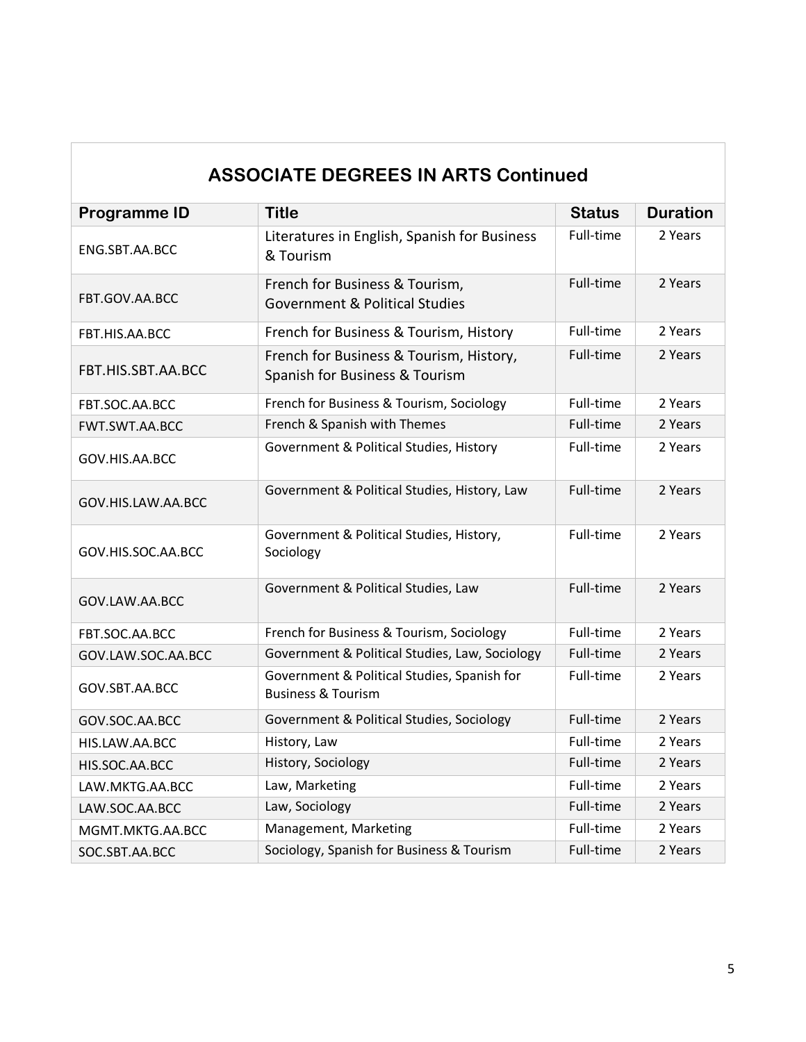## ASSOCIATE DEGREES IN ARTS Continued

| Programme ID | Title | Status | Duration |
|---|---|---|---|
| ENG.SBT.AA.BCC | Literatures in English, Spanish for Business & Tourism | Full-time | 2 Years |
| FBT.GOV.AA.BCC | French for Business & Tourism, Government & Political Studies | Full-time | 2 Years |
| FBT.HIS.AA.BCC | French for Business & Tourism, History | Full-time | 2 Years |
| FBT.HIS.SBT.AA.BCC | French for Business & Tourism, History, Spanish for Business & Tourism | Full-time | 2 Years |
| FBT.SOC.AA.BCC | French for Business & Tourism, Sociology | Full-time | 2 Years |
| FWT.SWT.AA.BCC | French & Spanish with Themes | Full-time | 2 Years |
| GOV.HIS.AA.BCC | Government & Political Studies, History | Full-time | 2 Years |
| GOV.HIS.LAW.AA.BCC | Government & Political Studies, History, Law | Full-time | 2 Years |
| GOV.HIS.SOC.AA.BCC | Government & Political Studies, History, Sociology | Full-time | 2 Years |
| GOV.LAW.AA.BCC | Government & Political Studies, Law | Full-time | 2 Years |
| FBT.SOC.AA.BCC | French for Business & Tourism, Sociology | Full-time | 2 Years |
| GOV.LAW.SOC.AA.BCC | Government & Political Studies, Law, Sociology | Full-time | 2 Years |
| GOV.SBT.AA.BCC | Government & Political Studies, Spanish for Business & Tourism | Full-time | 2 Years |
| GOV.SOC.AA.BCC | Government & Political Studies, Sociology | Full-time | 2 Years |
| HIS.LAW.AA.BCC | History, Law | Full-time | 2 Years |
| HIS.SOC.AA.BCC | History, Sociology | Full-time | 2 Years |
| LAW.MKTG.AA.BCC | Law, Marketing | Full-time | 2 Years |
| LAW.SOC.AA.BCC | Law, Sociology | Full-time | 2 Years |
| MGMT.MKTG.AA.BCC | Management, Marketing | Full-time | 2 Years |
| SOC.SBT.AA.BCC | Sociology, Spanish for Business & Tourism | Full-time | 2 Years |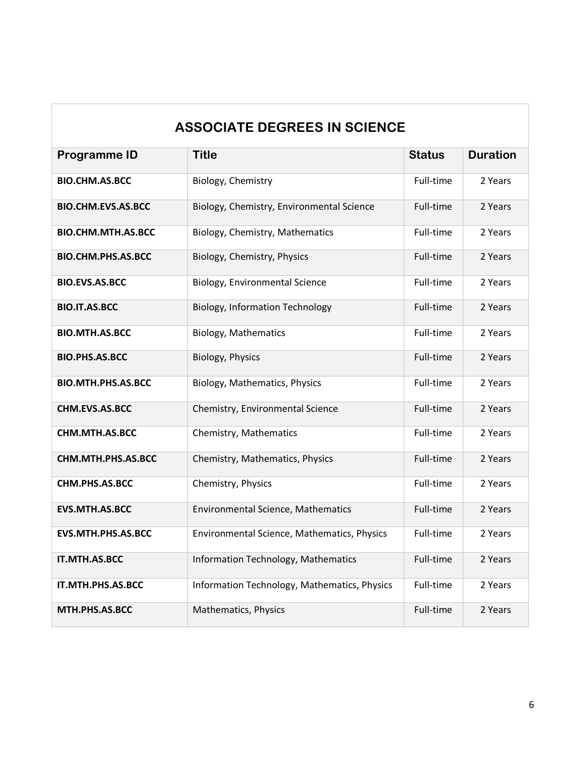## ASSOCIATE DEGREES IN SCIENCE

| Programme ID | Title | Status | Duration |
|---|---|---|---|
| **BIO.CHM.AS.BCC** | Biology, Chemistry | Full-time | 2 Years |
| **BIO.CHM.EVS.AS.BCC** | Biology, Chemistry, Environmental Science | Full-time | 2 Years |
| **BIO.CHM.MTH.AS.BCC** | Biology, Chemistry, Mathematics | Full-time | 2 Years |
| **BIO.CHM.PHS.AS.BCC** | Biology, Chemistry, Physics | Full-time | 2 Years |
| **BIO.EVS.AS.BCC** | Biology, Environmental Science | Full-time | 2 Years |
| **BIO.IT.AS.BCC** | Biology, Information Technology | Full-time | 2 Years |
| **BIO.MTH.AS.BCC** | Biology, Mathematics | Full-time | 2 Years |
| **BIO.PHS.AS.BCC** | Biology, Physics | Full-time | 2 Years |
| **BIO.MTH.PHS.AS.BCC** | Biology, Mathematics, Physics | Full-time | 2 Years |
| **CHM.EVS.AS.BCC** | Chemistry, Environmental Science | Full-time | 2 Years |
| **CHM.MTH.AS.BCC** | Chemistry, Mathematics | Full-time | 2 Years |
| **CHM.MTH.PHS.AS.BCC** | Chemistry, Mathematics, Physics | Full-time | 2 Years |
| **CHM.PHS.AS.BCC** | Chemistry, Physics | Full-time | 2 Years |
| **EVS.MTH.AS.BCC** | Environmental Science, Mathematics | Full-time | 2 Years |
| **EVS.MTH.PHS.AS.BCC** | Environmental Science, Mathematics, Physics | Full-time | 2 Years |
| **IT.MTH.AS.BCC** | Information Technology, Mathematics | Full-time | 2 Years |
| **IT.MTH.PHS.AS.BCC** | Information Technology, Mathematics, Physics | Full-time | 2 Years |
| **MTH.PHS.AS.BCC** | Mathematics, Physics | Full-time | 2 Years |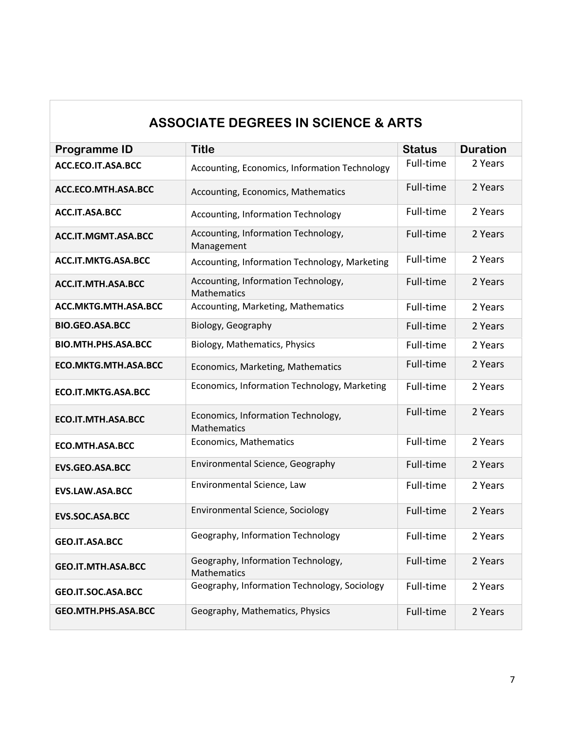## ASSOCIATE DEGREES IN SCIENCE & ARTS

| Programme ID | Title | Status | Duration |
|---|---|---|---|
| ACC.ECO.IT.ASA.BCC | Accounting, Economics, Information Technology | Full-time | 2 Years |
| ACC.ECO.MTH.ASA.BCC | Accounting, Economics, Mathematics | Full-time | 2 Years |
| ACC.IT.ASA.BCC | Accounting, Information Technology | Full-time | 2 Years |
| ACC.IT.MGMT.ASA.BCC | Accounting, Information Technology, Management | Full-time | 2 Years |
| ACC.IT.MKTG.ASA.BCC | Accounting, Information Technology, Marketing | Full-time | 2 Years |
| ACC.IT.MTH.ASA.BCC | Accounting, Information Technology, Mathematics | Full-time | 2 Years |
| ACC.MKTG.MTH.ASA.BCC | Accounting, Marketing, Mathematics | Full-time | 2 Years |
| BIO.GEO.ASA.BCC | Biology, Geography | Full-time | 2 Years |
| BIO.MTH.PHS.ASA.BCC | Biology, Mathematics, Physics | Full-time | 2 Years |
| ECO.MKTG.MTH.ASA.BCC | Economics, Marketing, Mathematics | Full-time | 2 Years |
| ECO.IT.MKTG.ASA.BCC | Economics, Information Technology, Marketing | Full-time | 2 Years |
| ECO.IT.MTH.ASA.BCC | Economics, Information Technology, Mathematics | Full-time | 2 Years |
| ECO.MTH.ASA.BCC | Economics, Mathematics | Full-time | 2 Years |
| EVS.GEO.ASA.BCC | Environmental Science, Geography | Full-time | 2 Years |
| EVS.LAW.ASA.BCC | Environmental Science, Law | Full-time | 2 Years |
| EVS.SOC.ASA.BCC | Environmental Science, Sociology | Full-time | 2 Years |
| GEO.IT.ASA.BCC | Geography, Information Technology | Full-time | 2 Years |
| GEO.IT.MTH.ASA.BCC | Geography, Information Technology, Mathematics | Full-time | 2 Years |
| GEO.IT.SOC.ASA.BCC | Geography, Information Technology, Sociology | Full-time | 2 Years |
| GEO.MTH.PHS.ASA.BCC | Geography, Mathematics, Physics | Full-time | 2 Years |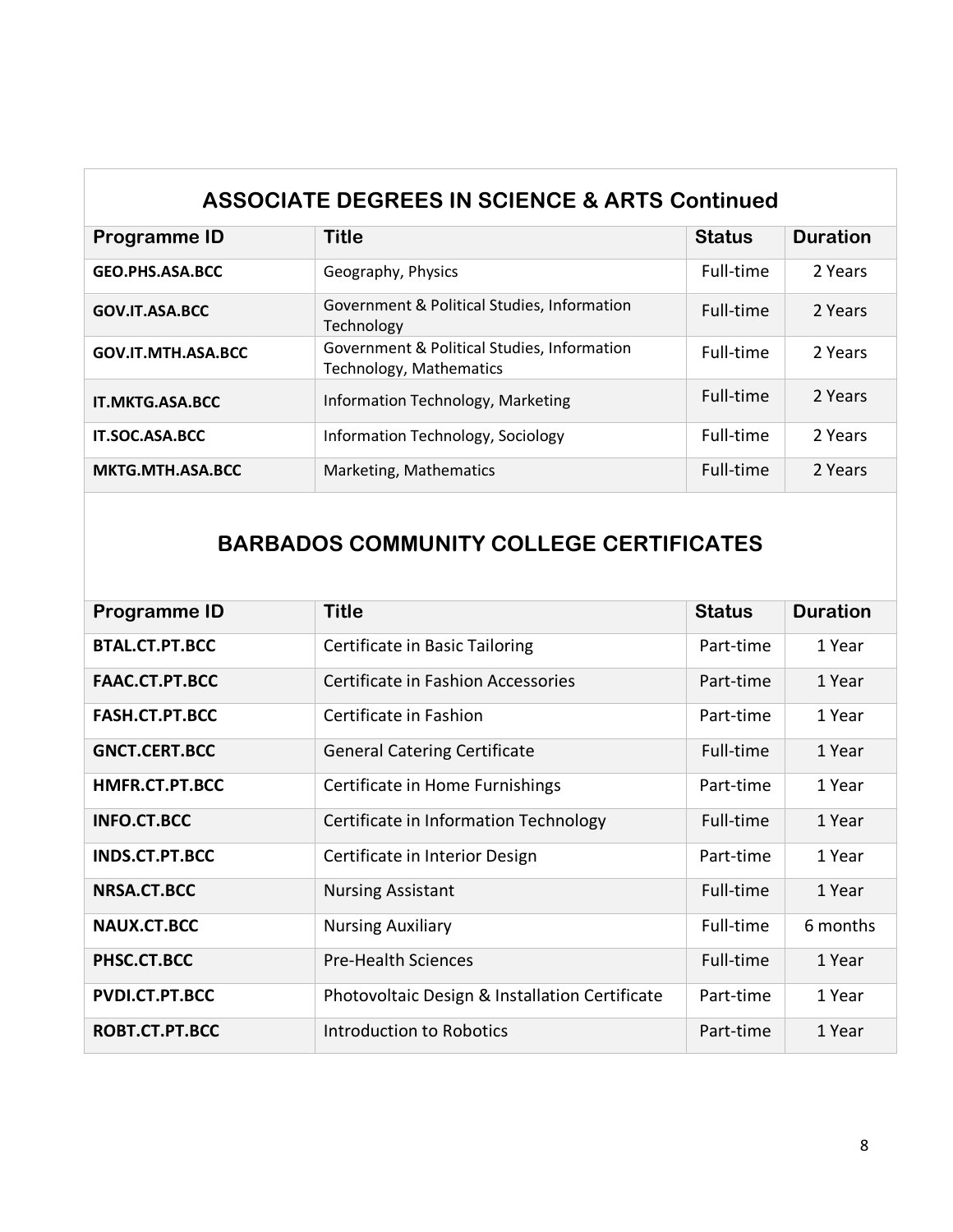## ASSOCIATE DEGREES IN SCIENCE & ARTS Continued

| Programme ID | Title | Status | Duration |
|---|---|---|---|
| **GEO.PHS.ASA.BCC** | Geography, Physics | Full-time | 2 Years |
| **GOV.IT.ASA.BCC** | Government & Political Studies, Information Technology | Full-time | 2 Years |
| **GOV.IT.MTH.ASA.BCC** | Government & Political Studies, Information Technology, Mathematics | Full-time | 2 Years |
| **IT.MKTG.ASA.BCC** | Information Technology, Marketing | Full-time | 2 Years |
| **IT.SOC.ASA.BCC** | Information Technology, Sociology | Full-time | 2 Years |
| **MKTG.MTH.ASA.BCC** | Marketing, Mathematics | Full-time | 2 Years |

## BARBADOS COMMUNITY COLLEGE CERTIFICATES

| Programme ID | Title | Status | Duration |
|---|---|---|---|
| **BTAL.CT.PT.BCC** | Certificate in Basic Tailoring | Part-time | 1 Year |
| **FAAC.CT.PT.BCC** | Certificate in Fashion Accessories | Part-time | 1 Year |
| **FASH.CT.PT.BCC** | Certificate in Fashion | Part-time | 1 Year |
| **GNCT.CERT.BCC** | General Catering Certificate | Full-time | 1 Year |
| **HMFR.CT.PT.BCC** | Certificate in Home Furnishings | Part-time | 1 Year |
| **INFO.CT.BCC** | Certificate in Information Technology | Full-time | 1 Year |
| **INDS.CT.PT.BCC** | Certificate in Interior Design | Part-time | 1 Year |
| **NRSA.CT.BCC** | Nursing Assistant | Full-time | 1 Year |
| **NAUX.CT.BCC** | Nursing Auxiliary | Full-time | 6 months |
| **PHSC.CT.BCC** | Pre-Health Sciences | Full-time | 1 Year |
| **PVDI.CT.PT.BCC** | Photovoltaic Design & Installation Certificate | Part-time | 1 Year |
| **ROBT.CT.PT.BCC** | Introduction to Robotics | Part-time | 1 Year |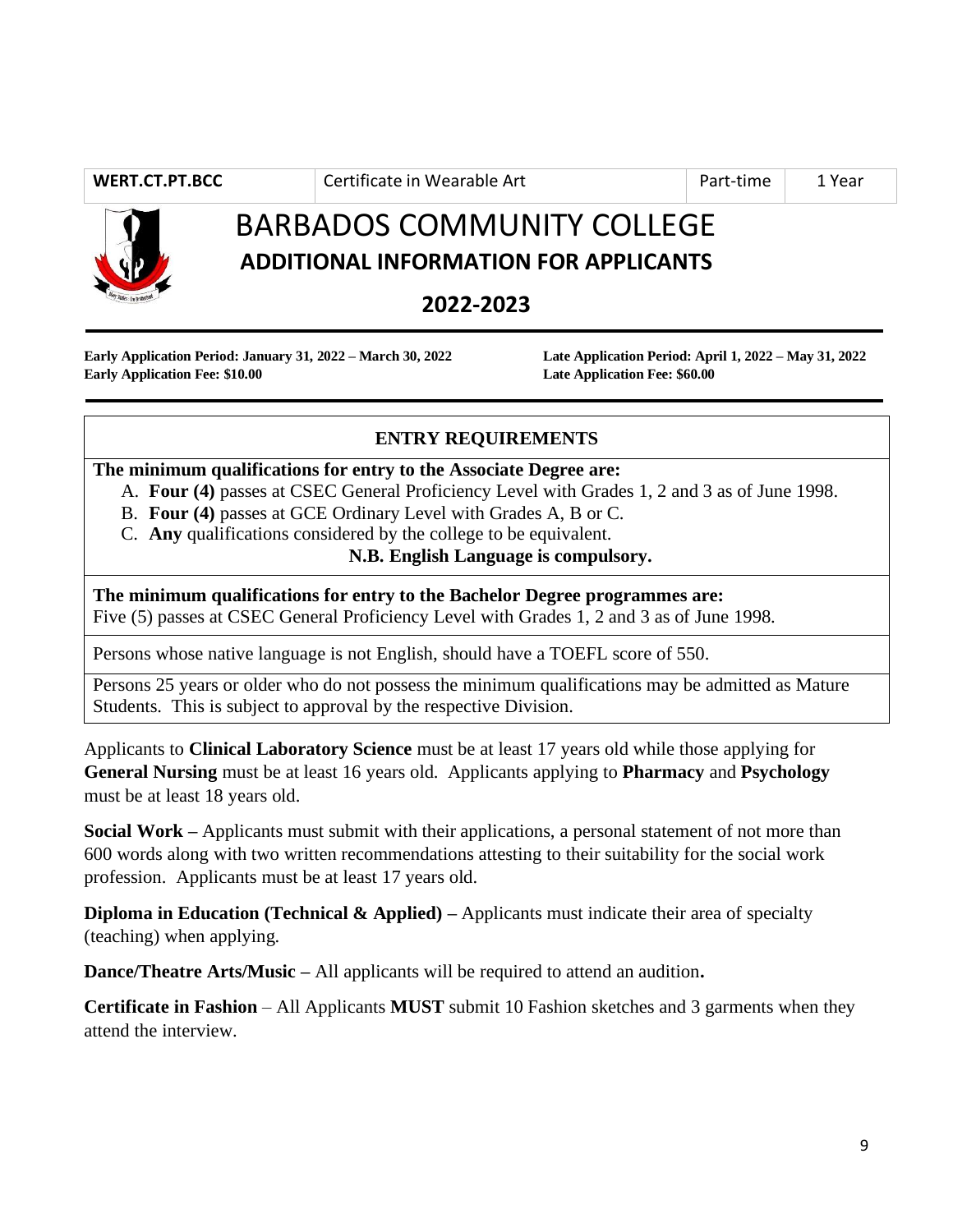| WERT.CT.PT.BCC | Certificate in Wearable Art | Part-time | 1 Year |
| --- | --- | --- | --- |

# BARBADOS COMMUNITY COLLEGE

## ADDITIONAL INFORMATION FOR APPLICANTS

## 2022-2023

**Early Application Period: January 31, 2022 – March 30, 2022**
**Early Application Fee: $10.00**

**Late Application Period: April 1, 2022 – May 31, 2022**
**Late Application Fee: $60.00**

### ENTRY REQUIREMENTS

**The minimum qualifications for entry to the Associate Degree are:**

A. **Four (4)** passes at CSEC General Proficiency Level with Grades 1, 2 and 3 as of June 1998.
B. **Four (4)** passes at GCE Ordinary Level with Grades A, B or C.
C. **Any** qualifications considered by the college to be equivalent.

**N.B. English Language is compulsory.**

**The minimum qualifications for entry to the Bachelor Degree programmes are:**
Five (5) passes at CSEC General Proficiency Level with Grades 1, 2 and 3 as of June 1998.

Persons whose native language is not English, should have a TOEFL score of 550.

Persons 25 years or older who do not possess the minimum qualifications may be admitted as Mature Students. This is subject to approval by the respective Division.

Applicants to **Clinical Laboratory Science** must be at least 17 years old while those applying for **General Nursing** must be at least 16 years old. Applicants applying to **Pharmacy** and **Psychology** must be at least 18 years old.

**Social Work –** Applicants must submit with their applications, a personal statement of not more than 600 words along with two written recommendations attesting to their suitability for the social work profession. Applicants must be at least 17 years old.

**Diploma in Education (Technical & Applied) –** Applicants must indicate their area of specialty (teaching) when applying.

**Dance/Theatre Arts/Music –** All applicants will be required to attend an audition**.**

**Certificate in Fashion** – All Applicants **MUST** submit 10 Fashion sketches and 3 garments when they attend the interview.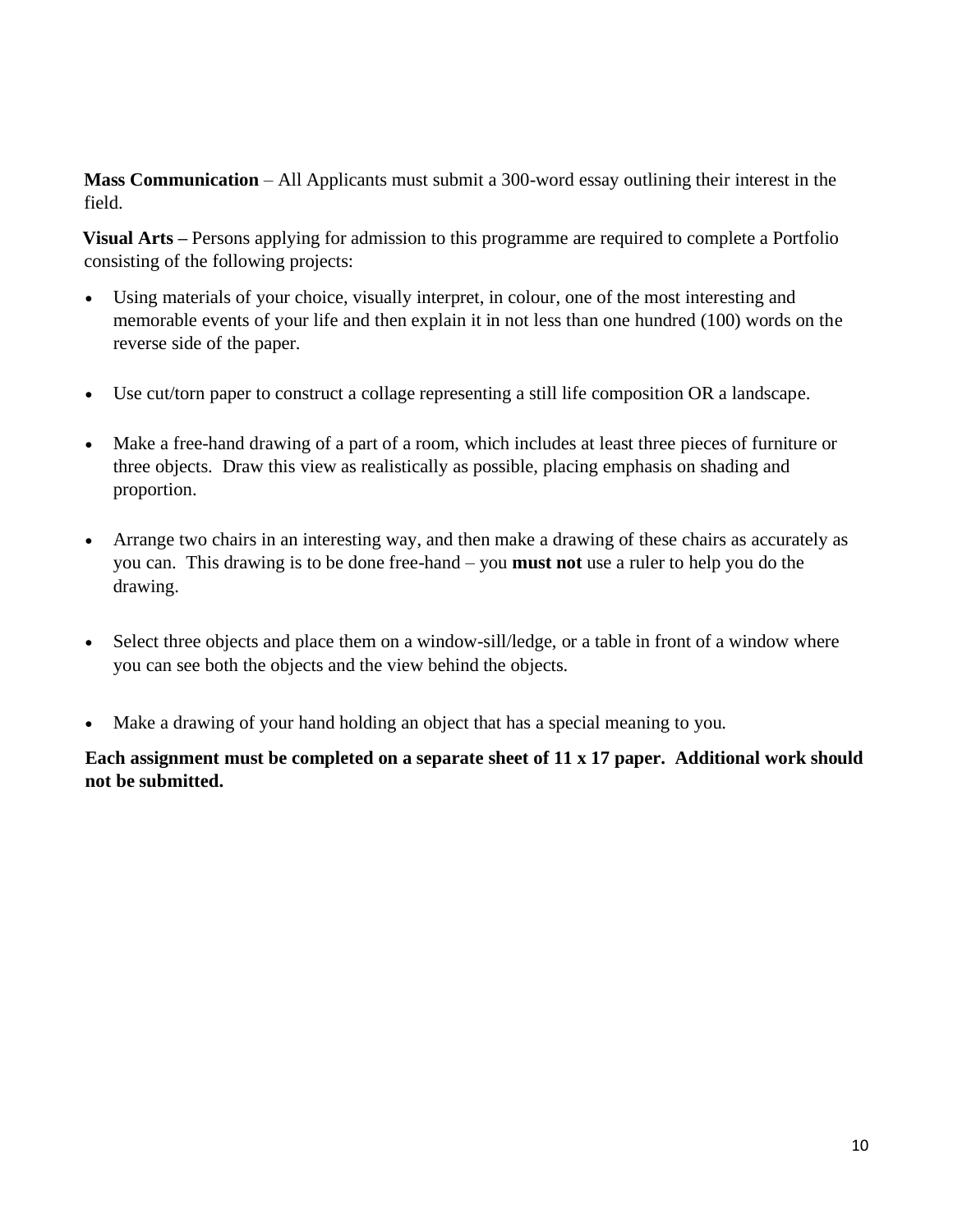**Mass Communication** – All Applicants must submit a 300-word essay outlining their interest in the field.

**Visual Arts –** Persons applying for admission to this programme are required to complete a Portfolio consisting of the following projects:

- Using materials of your choice, visually interpret, in colour, one of the most interesting and memorable events of your life and then explain it in not less than one hundred (100) words on the reverse side of the paper.
- Use cut/torn paper to construct a collage representing a still life composition OR a landscape.
- Make a free-hand drawing of a part of a room, which includes at least three pieces of furniture or three objects. Draw this view as realistically as possible, placing emphasis on shading and proportion.
- Arrange two chairs in an interesting way, and then make a drawing of these chairs as accurately as you can. This drawing is to be done free-hand – you **must not** use a ruler to help you do the drawing.
- Select three objects and place them on a window-sill/ledge, or a table in front of a window where you can see both the objects and the view behind the objects.
- Make a drawing of your hand holding an object that has a special meaning to you.

**Each assignment must be completed on a separate sheet of 11 x 17 paper. Additional work should not be submitted.**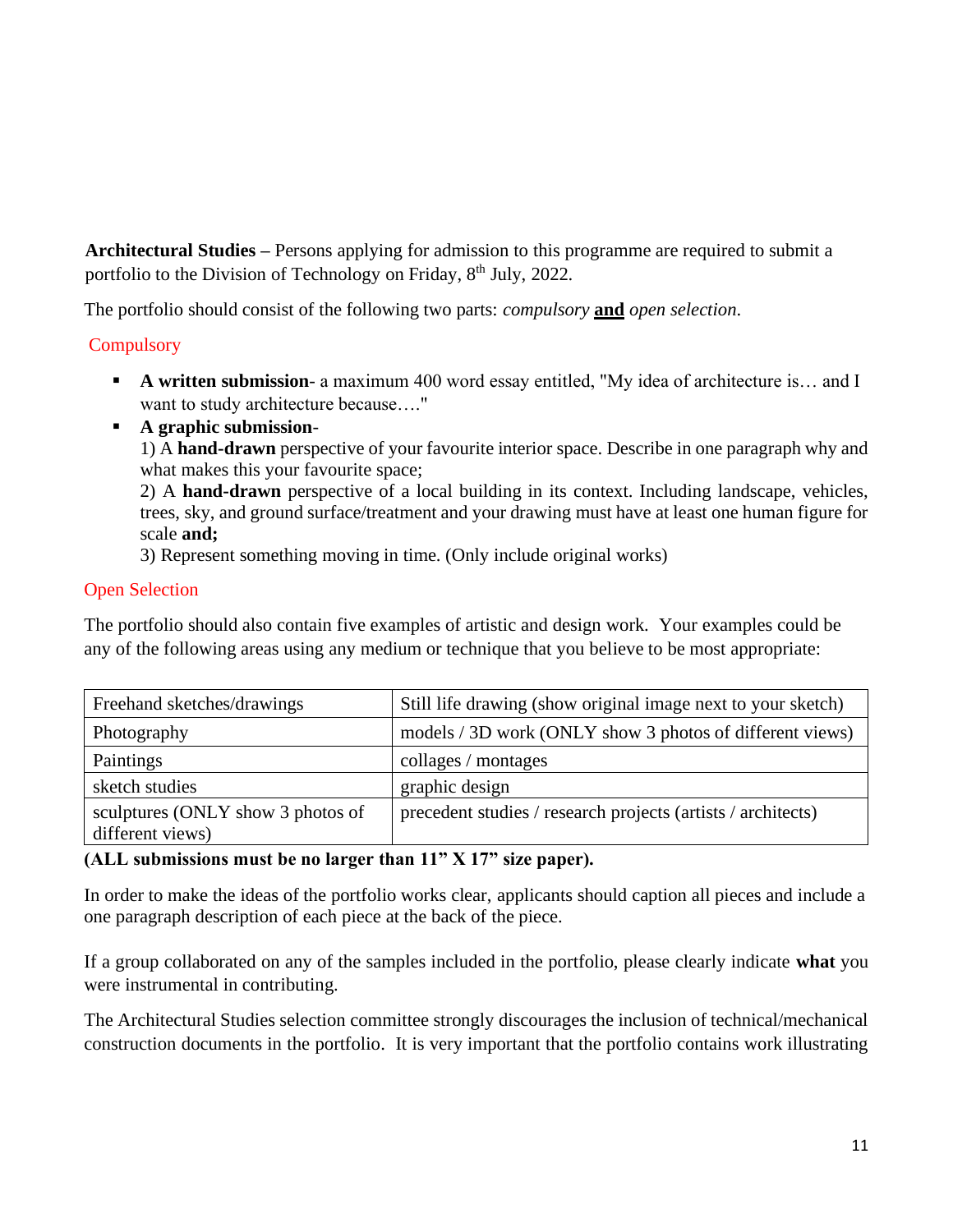**Architectural Studies –** Persons applying for admission to this programme are required to submit a portfolio to the Division of Technology on Friday, 8th July, 2022.

The portfolio should consist of the following two parts: *compulsory* **and** *open selection*.

Compulsory

- **A written submission**- a maximum 400 word essay entitled, "My idea of architecture is… and I want to study architecture because…."
- **A graphic submission**-
  1) A **hand-drawn** perspective of your favourite interior space. Describe in one paragraph why and what makes this your favourite space;
  2) A **hand-drawn** perspective of a local building in its context. Including landscape, vehicles, trees, sky, and ground surface/treatment and your drawing must have at least one human figure for scale **and;**
  3) Represent something moving in time. (Only include original works)

Open Selection

The portfolio should also contain five examples of artistic and design work. Your examples could be any of the following areas using any medium or technique that you believe to be most appropriate:

| Freehand sketches/drawings | Still life drawing (show original image next to your sketch) |
|---|---|
| Photography | models / 3D work (ONLY show 3 photos of different views) |
| Paintings | collages / montages |
| sketch studies | graphic design |
| sculptures (ONLY show 3 photos of different views) | precedent studies / research projects (artists / architects) |

**(ALL submissions must be no larger than 11" X 17" size paper).**

In order to make the ideas of the portfolio works clear, applicants should caption all pieces and include a one paragraph description of each piece at the back of the piece.

If a group collaborated on any of the samples included in the portfolio, please clearly indicate **what** you were instrumental in contributing.

The Architectural Studies selection committee strongly discourages the inclusion of technical/mechanical construction documents in the portfolio. It is very important that the portfolio contains work illustrating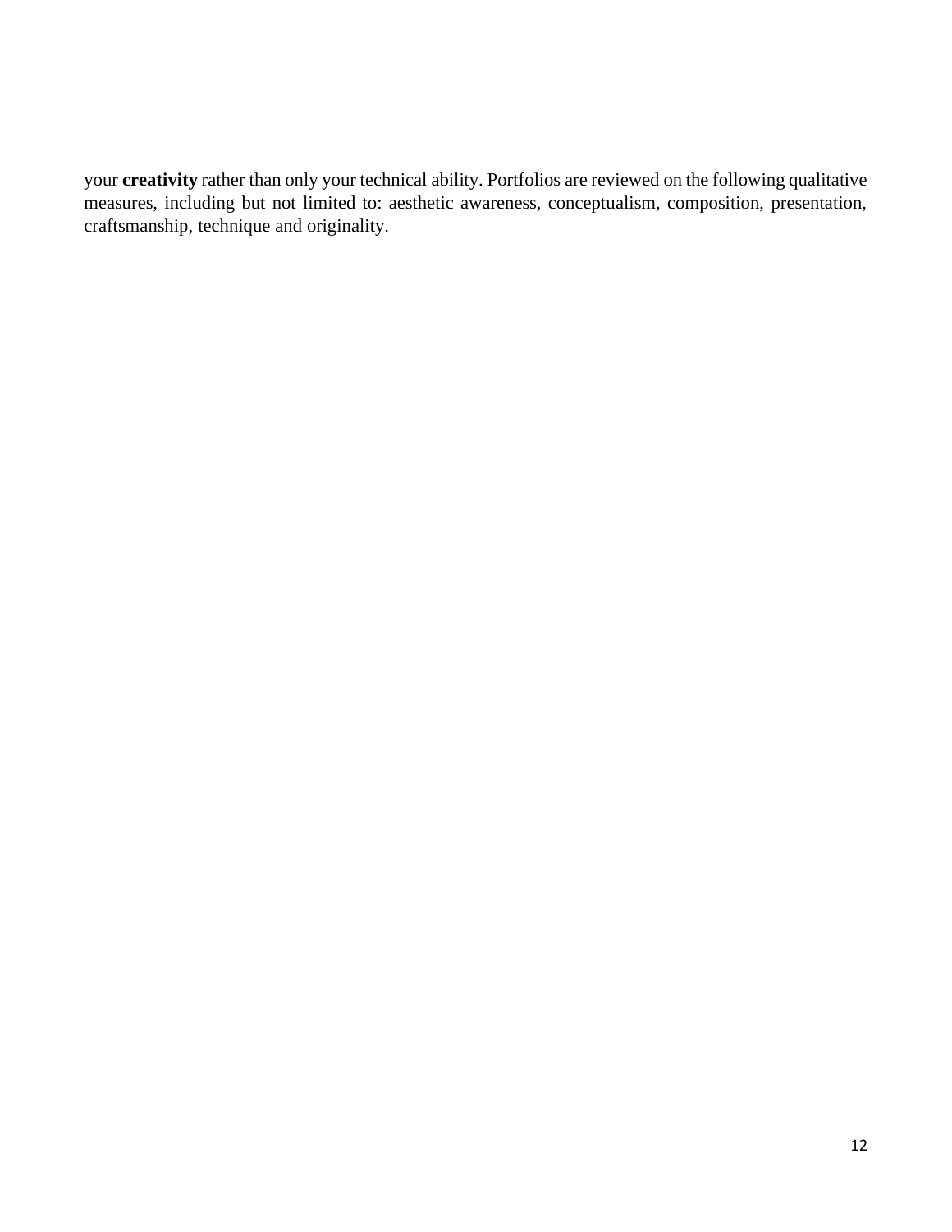your **creativity** rather than only your technical ability. Portfolios are reviewed on the following qualitative measures, including but not limited to: aesthetic awareness, conceptualism, composition, presentation, craftsmanship, technique and originality.